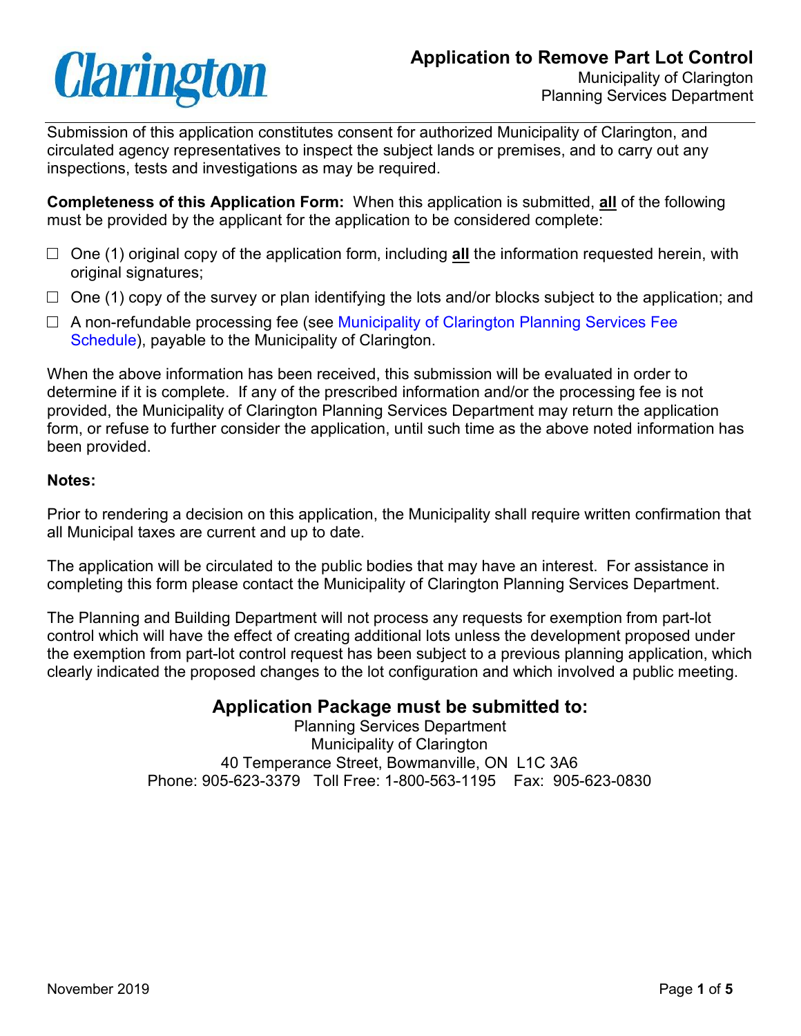Clarington

# Application to Remove Part Lot Control

Municipality of Clarington
Planning Services Department

Submission of this application constitutes consent for authorized Municipality of Clarington, and circulated agency representatives to inspect the subject lands or premises, and to carry out any inspections, tests and investigations as may be required.

**Completeness of this Application Form:** When this application is submitted, **all** of the following must be provided by the applicant for the application to be considered complete:

- ☐ One (1) original copy of the application form, including **all** the information requested herein, with original signatures;
- ☐ One (1) copy of the survey or plan identifying the lots and/or blocks subject to the application; and
- ☐ A non-refundable processing fee (see Municipality of Clarington Planning Services Fee Schedule), payable to the Municipality of Clarington.

When the above information has been received, this submission will be evaluated in order to determine if it is complete. If any of the prescribed information and/or the processing fee is not provided, the Municipality of Clarington Planning Services Department may return the application form, or refuse to further consider the application, until such time as the above noted information has been provided.

**Notes:**

Prior to rendering a decision on this application, the Municipality shall require written confirmation that all Municipal taxes are current and up to date.

The application will be circulated to the public bodies that may have an interest. For assistance in completing this form please contact the Municipality of Clarington Planning Services Department.

The Planning and Building Department will not process any requests for exemption from part-lot control which will have the effect of creating additional lots unless the development proposed under the exemption from part-lot control request has been subject to a previous planning application, which clearly indicated the proposed changes to the lot configuration and which involved a public meeting.

## Application Package must be submitted to:

Planning Services Department
Municipality of Clarington
40 Temperance Street, Bowmanville, ON L1C 3A6
Phone: 905-623-3379 Toll Free: 1-800-563-1195 Fax: 905-623-0830

November 2019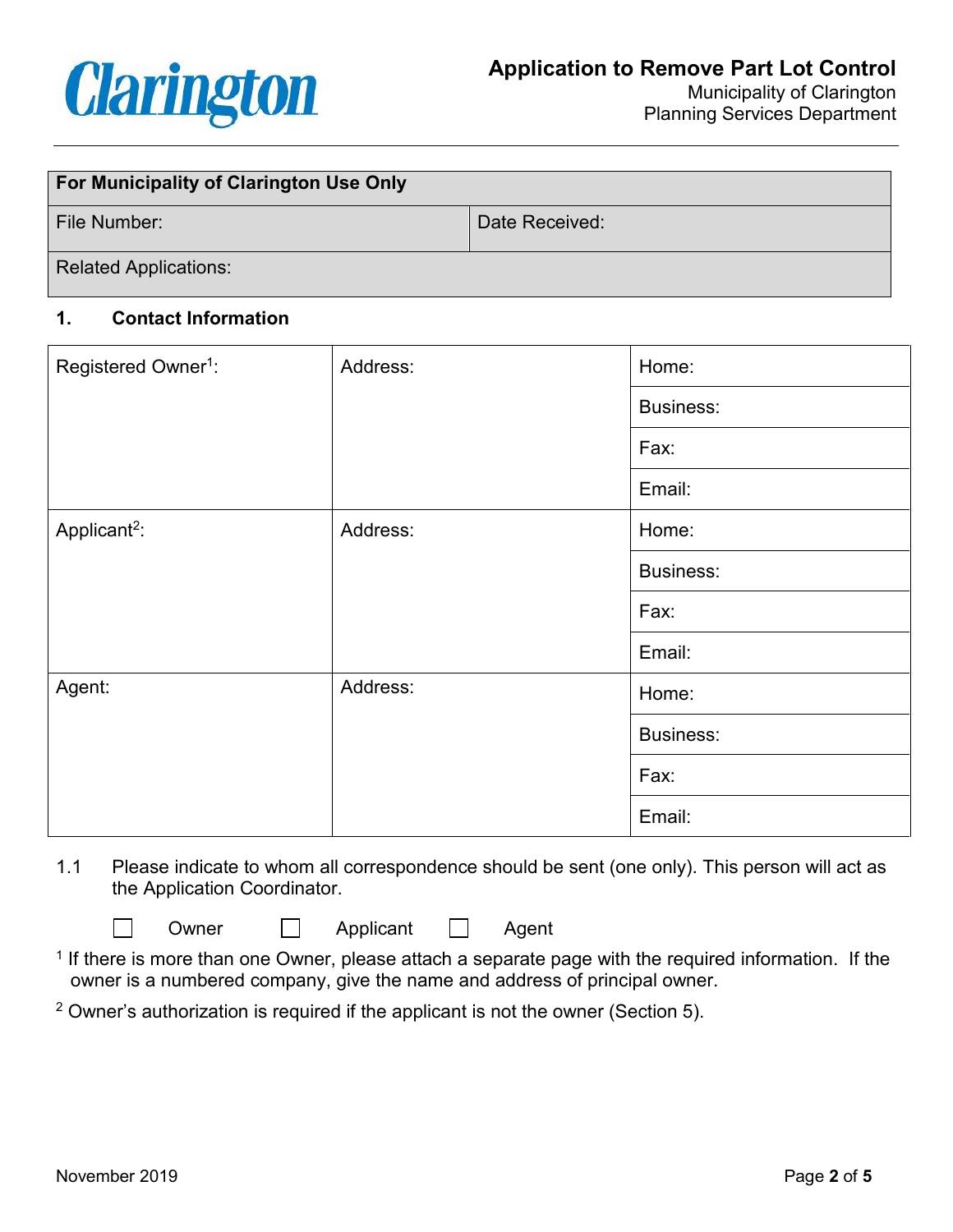# Application to Remove Part Lot Control

Municipality of Clarington
Planning Services Department

| For Municipality of Clarington Use Only | |
|---|---|
| File Number: | Date Received: |
| Related Applications: | |

## 1. Contact Information

| Registered Owner[1]: | Address: | Home: |
|---|---|---|
| | | Business: |
| | | Fax: |
| | | Email: |
| Applicant[2]: | Address: | Home: |
| | | Business: |
| | | Fax: |
| | | Email: |
| Agent: | Address: | Home: |
| | | Business: |
| | | Fax: |
| | | Email: |

1.1 Please indicate to whom all correspondence should be sent (one only). This person will act as the Application Coordinator.

☐ Owner ☐ Applicant ☐ Agent

[1] If there is more than one Owner, please attach a separate page with the required information. If the owner is a numbered company, give the name and address of principal owner.

[2] Owner's authorization is required if the applicant is not the owner (Section 5).

November 2019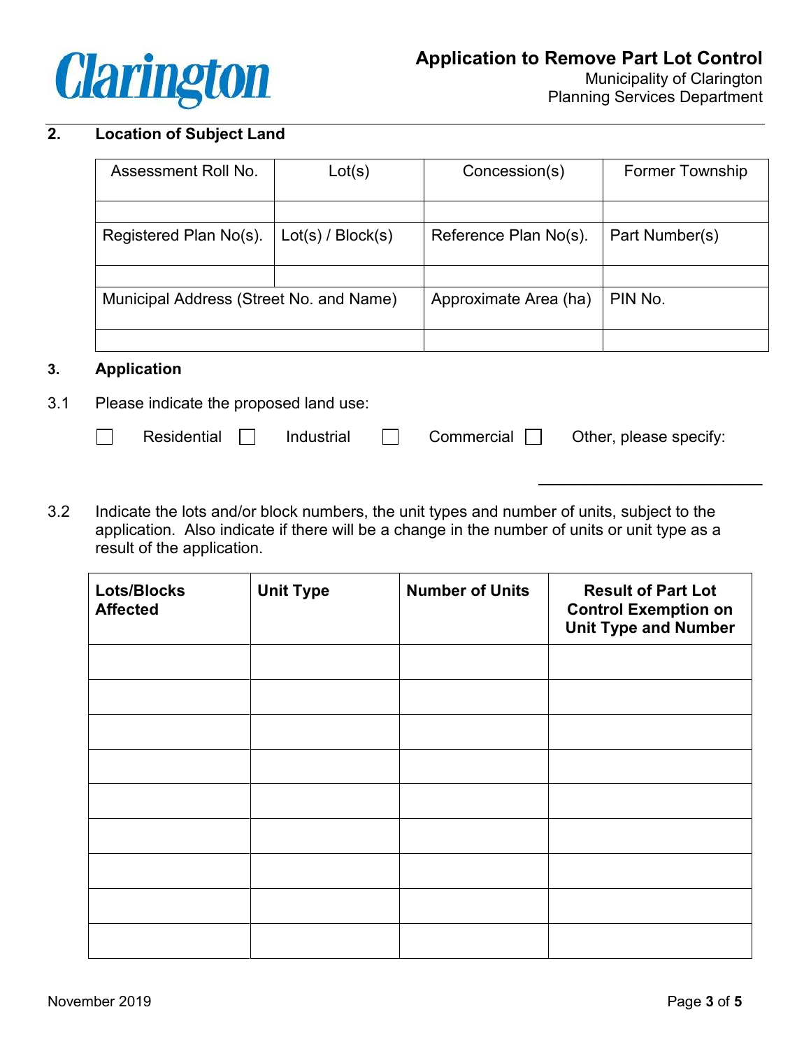## 2. Location of Subject Land

| Assessment Roll No. | Lot(s) | Concession(s) | Former Township |
|---|---|---|---|
| | | | |
| **Registered Plan No(s).** | **Lot(s) / Block(s)** | **Reference Plan No(s).** | **Part Number(s)** |
| | | | |
| **Municipal Address (Street No. and Name)** | | **Approximate Area (ha)** | **PIN No.** |
| | | | |

## 3. Application

3.1 Please indicate the proposed land use:

☐ Residential ☐ Industrial ☐ Commercial ☐ Other, please specify: ____________________

3.2 Indicate the lots and/or block numbers, the unit types and number of units, subject to the application. Also indicate if there will be a change in the number of units or unit type as a result of the application.

| Lots/Blocks Affected | Unit Type | Number of Units | Result of Part Lot Control Exemption on Unit Type and Number |
|---|---|---|---|
| | | | |
| | | | |
| | | | |
| | | | |
| | | | |
| | | | |
| | | | |
| | | | |
| | | | |

November 2019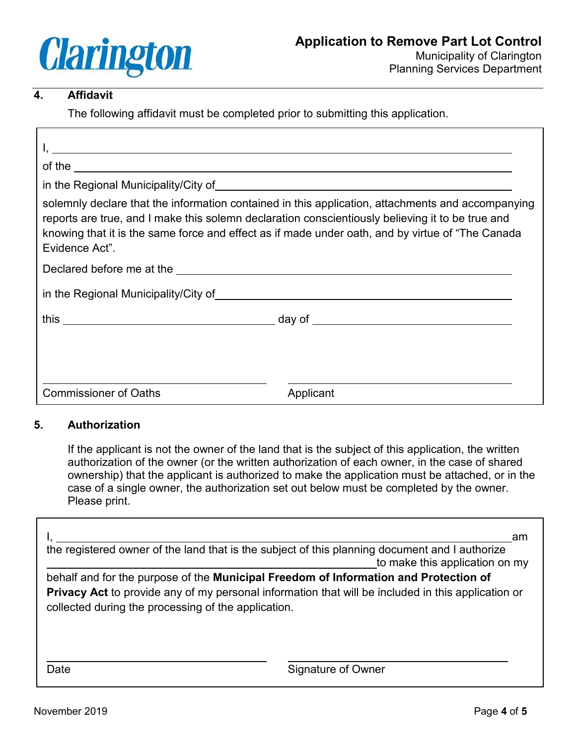## 4. Affidavit

The following affidavit must be completed prior to submitting this application.

I, ______________________________________________

of the ______________________________________________

in the Regional Municipality/City of ______________________________________________

solemnly declare that the information contained in this application, attachments and accompanying reports are true, and I make this solemn declaration conscientiously believing it to be true and knowing that it is the same force and effect as if made under oath, and by virtue of "The Canada Evidence Act".

Declared before me at the ______________________________________________

in the Regional Municipality/City of ______________________________________________

this ______________________ day of ______________________

______________________ ______________________

Commissioner of Oaths Applicant

## 5. Authorization

If the applicant is not the owner of the land that is the subject of this application, the written authorization of the owner (or the written authorization of each owner, in the case of shared ownership) that the applicant is authorized to make the application must be attached, or in the case of a single owner, the authorization set out below must be completed by the owner. Please print.

I, ______________________________________________ am the registered owner of the land that is the subject of this planning document and I authorize ______________________________________________ to make this application on my behalf and for the purpose of the **Municipal Freedom of Information and Protection of Privacy Act** to provide any of my personal information that will be included in this application or collected during the processing of the application.

______________________ ______________________

Date Signature of Owner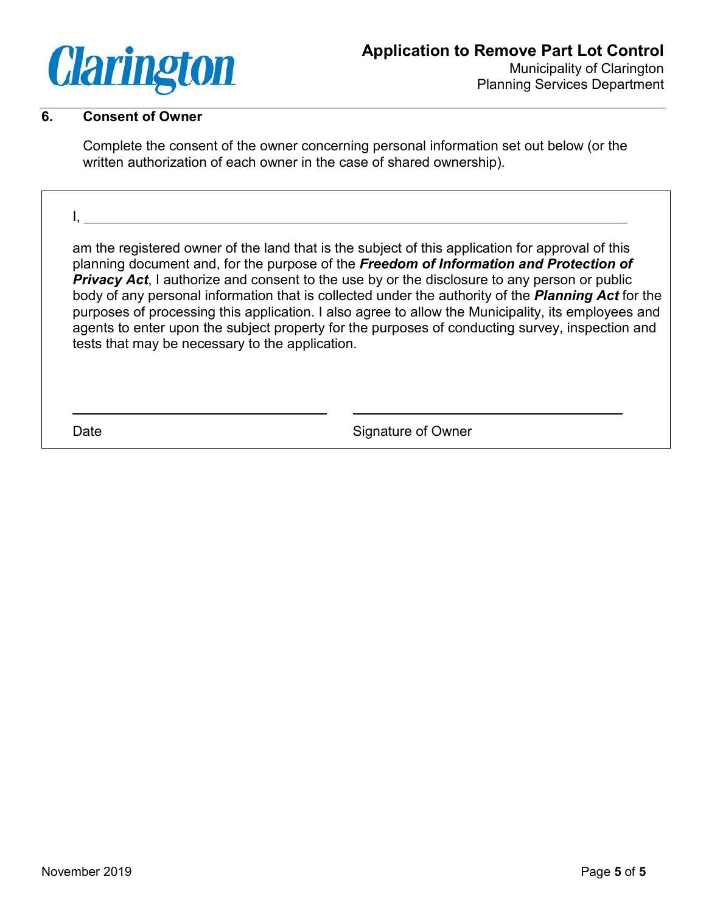## 6. Consent of Owner

Complete the consent of the owner concerning personal information set out below (or the written authorization of each owner in the case of shared ownership).

I, ______________________________________________________________

am the registered owner of the land that is the subject of this application for approval of this planning document and, for the purpose of the ***Freedom of Information and Protection of Privacy Act***, I authorize and consent to the use by or the disclosure to any person or public body of any personal information that is collected under the authority of the ***Planning Act*** for the purposes of processing this application. I also agree to allow the Municipality, its employees and agents to enter upon the subject property for the purposes of conducting survey, inspection and tests that may be necessary to the application.

______________________________ ______________________________

Date Signature of Owner